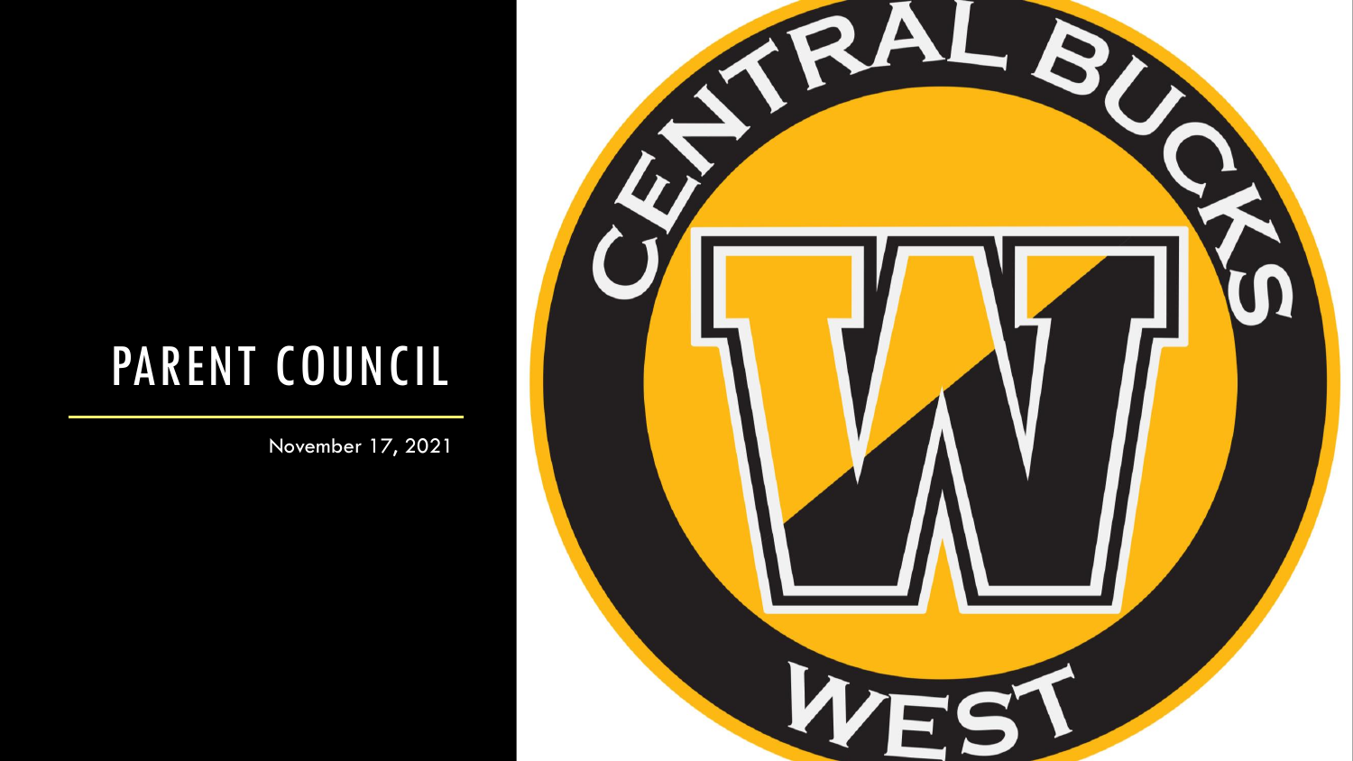# PARENT COUNCIL

November 17, 2021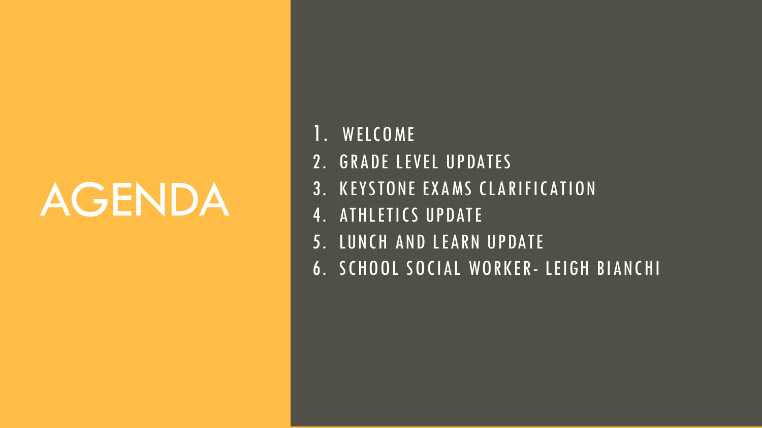# AGENDA

1. WELCOME
2. GRADE LEVEL UPDATES
3. KEYSTONE EXAMS CLARIFICATION
4. ATHLETICS UPDATE
5. LUNCH AND LEARN UPDATE
6. SCHOOL SOCIAL WORKER- LEIGH BIANCHI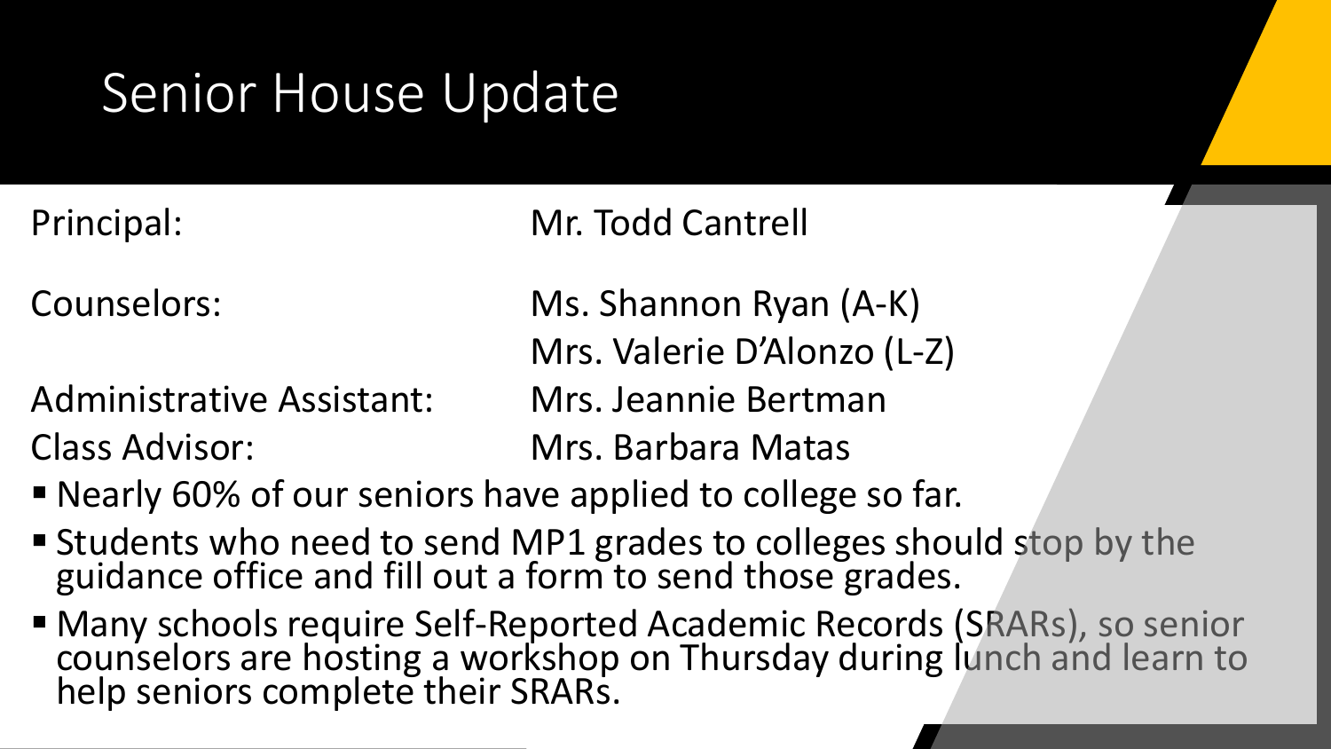# Senior House Update

| | |
|---|---|
| Principal: | Mr. Todd Cantrell |
| Counselors: | Ms. Shannon Ryan (A-K)<br>Mrs. Valerie D'Alonzo (L-Z) |
| Administrative Assistant: | Mrs. Jeannie Bertman |
| Class Advisor: | Mrs. Barbara Matas |

- Nearly 60% of our seniors have applied to college so far.
- Students who need to send MP1 grades to colleges should stop by the guidance office and fill out a form to send those grades.
- Many schools require Self-Reported Academic Records (SRARs), so senior counselors are hosting a workshop on Thursday during lunch and learn to help seniors complete their SRARs.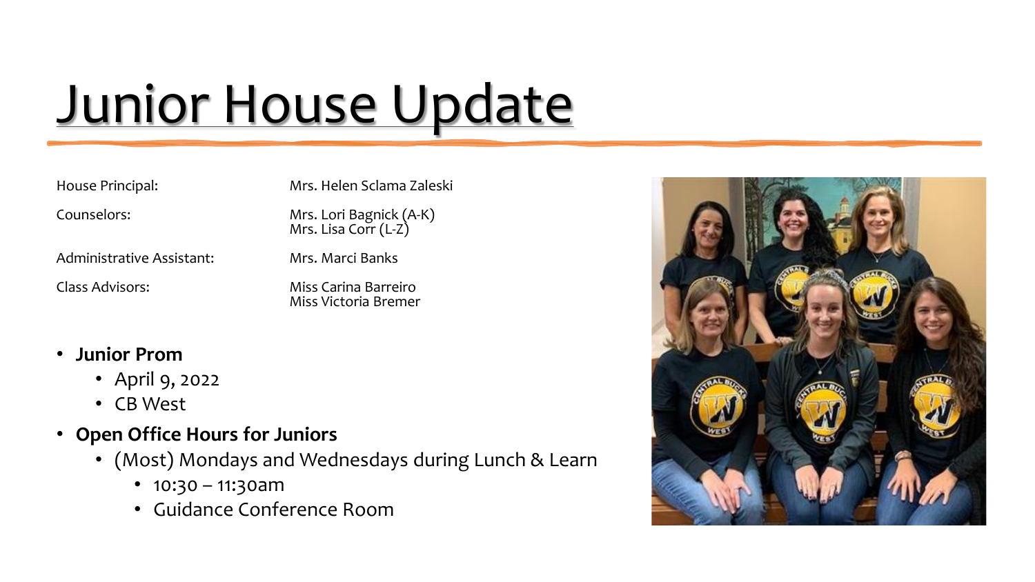# Junior House Update

| | |
|---|---|
| House Principal: | Mrs. Helen Sclama Zaleski |
| Counselors: | Mrs. Lori Bagnick (A-K)<br>Mrs. Lisa Corr (L-Z) |
| Administrative Assistant: | Mrs. Marci Banks |
| Class Advisors: | Miss Carina Barreiro<br>Miss Victoria Bremer |

- **Junior Prom**
  - April 9, 2022
  - CB West
- **Open Office Hours for Juniors**
  - (Most) Mondays and Wednesdays during Lunch & Learn
    - 10:30 – 11:30am
    - Guidance Conference Room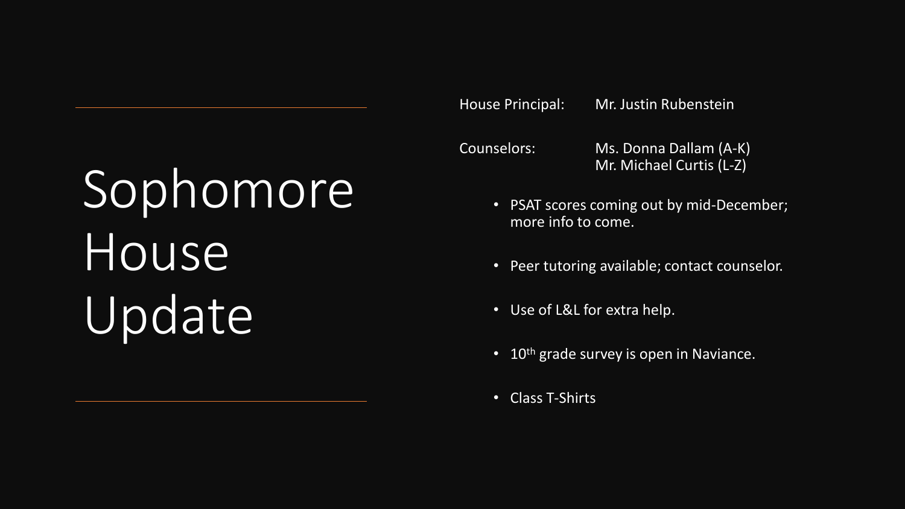# Sophomore House Update

House Principal: Mr. Justin Rubenstein

Counselors: Ms. Donna Dallam (A-K)
Mr. Michael Curtis (L-Z)

- PSAT scores coming out by mid-December; more info to come.
- Peer tutoring available; contact counselor.
- Use of L&L for extra help.
- 10th grade survey is open in Naviance.
- Class T-Shirts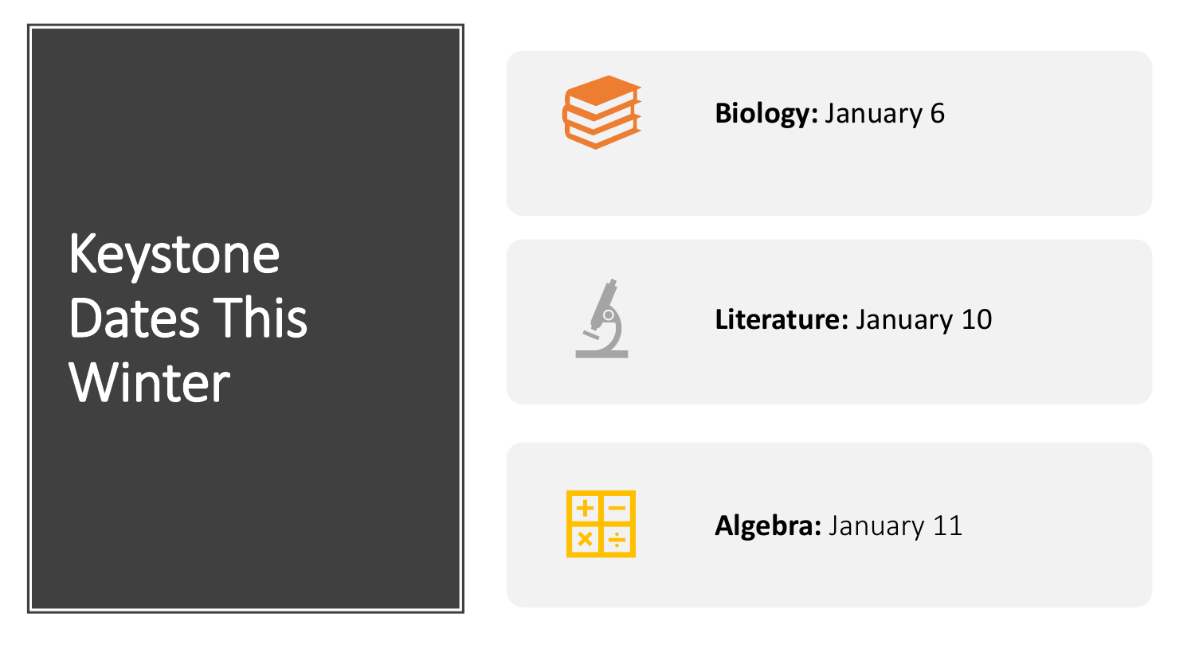# Keystone Dates This Winter

- **Biology:** January 6
- **Literature:** January 10
- **Algebra:** January 11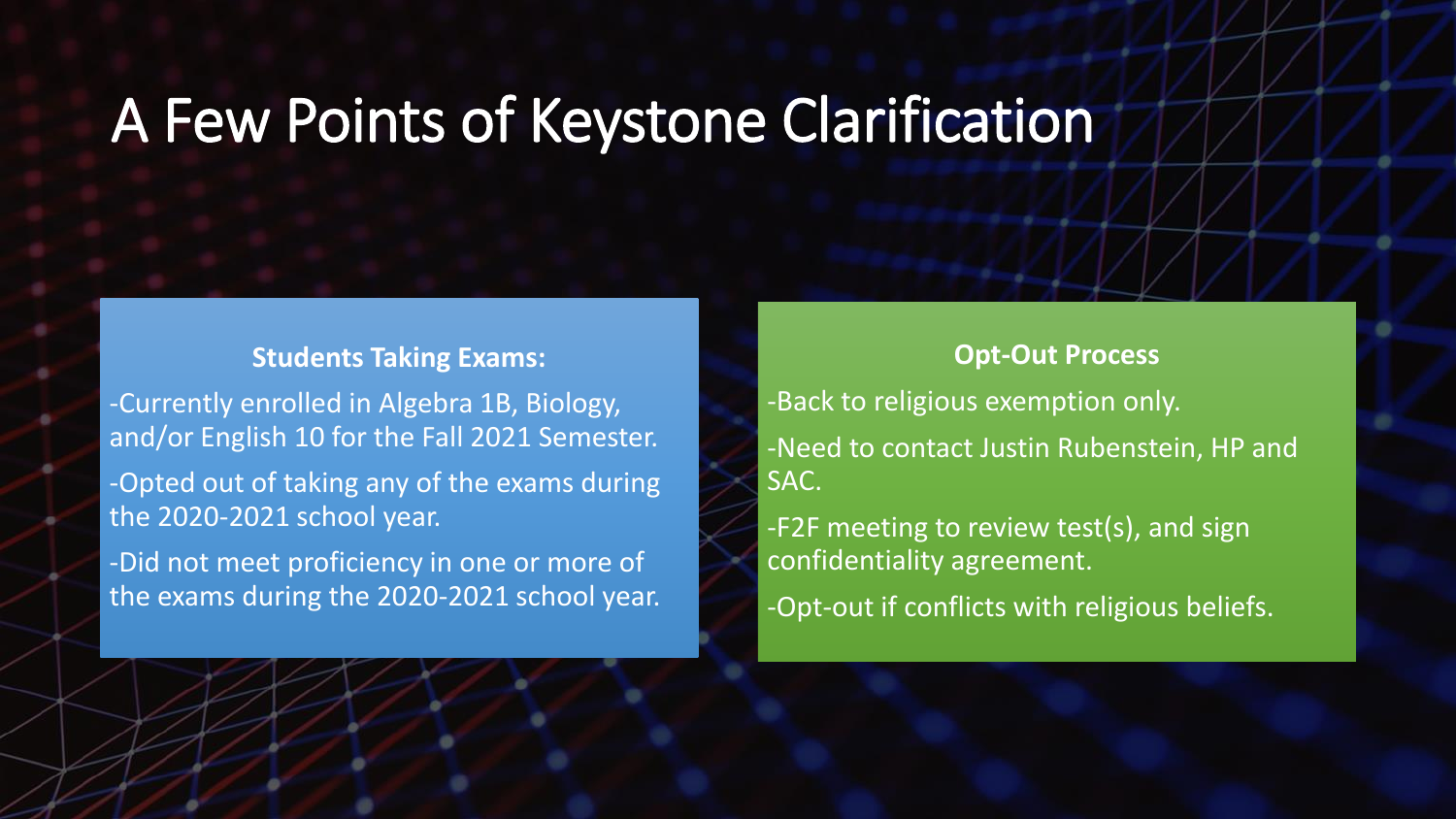# A Few Points of Keystone Clarification

**Students Taking Exams:**

-Currently enrolled in Algebra 1B, Biology, and/or English 10 for the Fall 2021 Semester.

-Opted out of taking any of the exams during the 2020-2021 school year.

-Did not meet proficiency in one or more of the exams during the 2020-2021 school year.

**Opt-Out Process**

-Back to religious exemption only.

-Need to contact Justin Rubenstein, HP and SAC.

-F2F meeting to review test(s), and sign confidentiality agreement.

-Opt-out if conflicts with religious beliefs.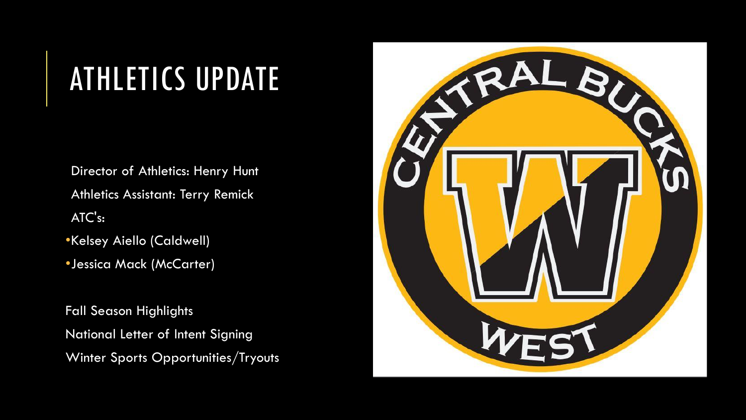# ATHLETICS UPDATE

Director of Athletics: Henry Hunt

Athletics Assistant: Terry Remick

ATC's:

- Kelsey Aiello (Caldwell)
- Jessica Mack (McCarter)

Fall Season Highlights

National Letter of Intent Signing

Winter Sports Opportunities/Tryouts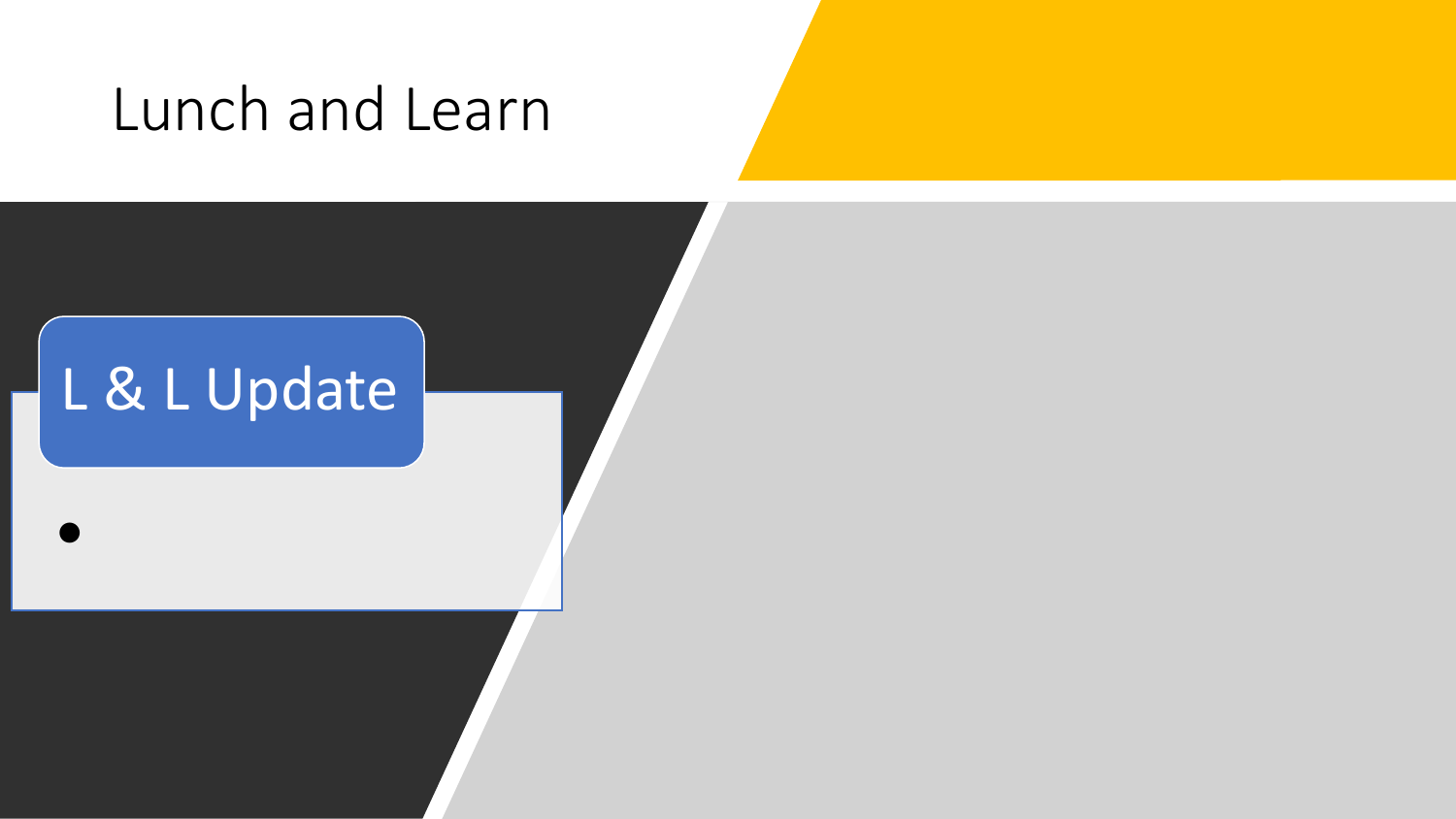# Lunch and Learn

## L & L Update

-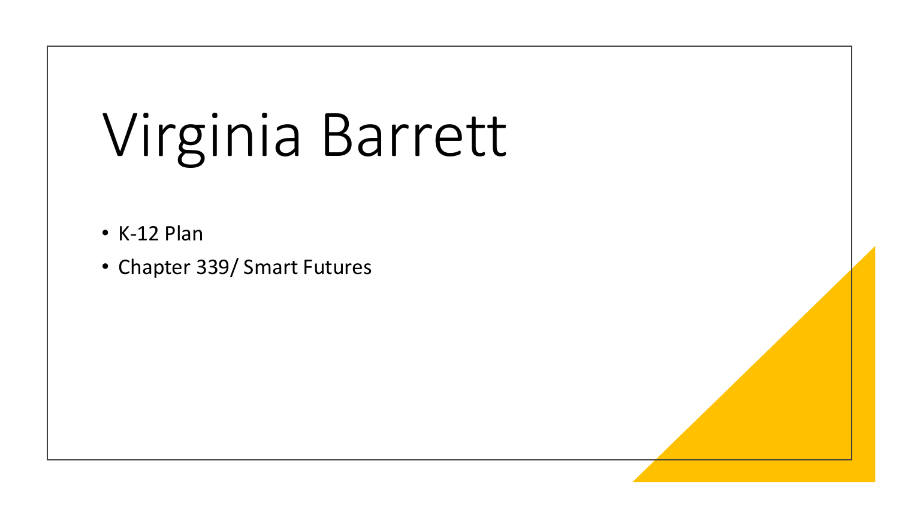# Virginia Barrett

- K-12 Plan
- Chapter 339/ Smart Futures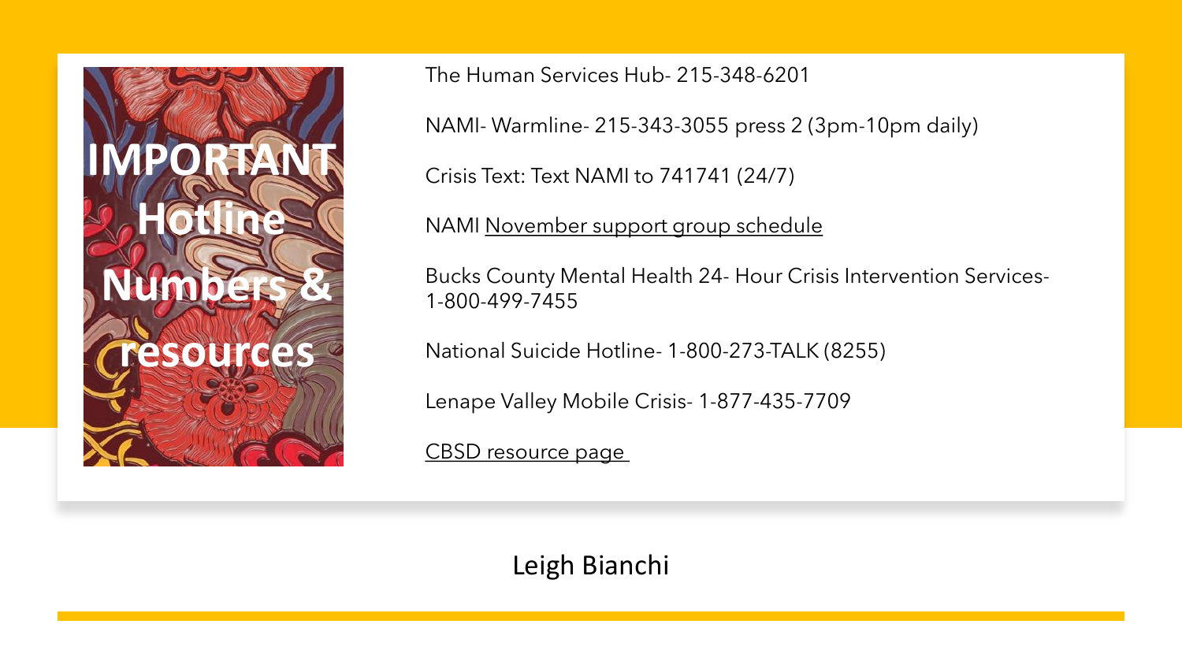# IMPORTANT Hotline Numbers & resources

The Human Services Hub- 215-348-6201

NAMI- Warmline- 215-343-3055 press 2 (3pm-10pm daily)

Crisis Text: Text NAMI to 741741 (24/7)

NAMI November support group schedule

Bucks County Mental Health 24- Hour Crisis Intervention Services- 1-800-499-7455

National Suicide Hotline- 1-800-273-TALK (8255)

Lenape Valley Mobile Crisis- 1-877-435-7709

CBSD resource page

Leigh Bianchi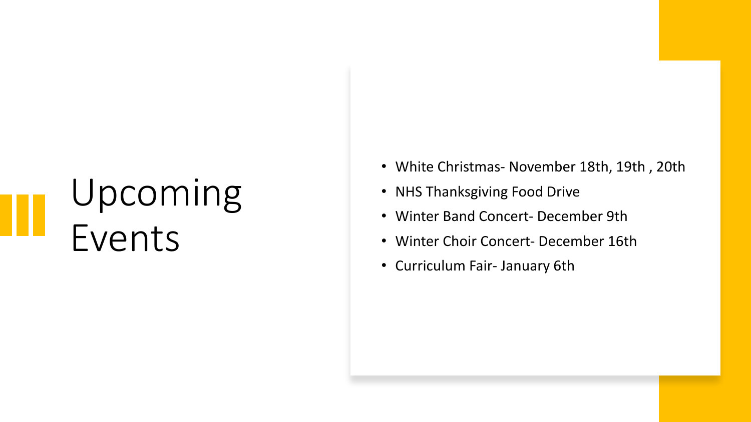# Upcoming Events

- White Christmas- November 18th, 19th , 20th
- NHS Thanksgiving Food Drive
- Winter Band Concert- December 9th
- Winter Choir Concert- December 16th
- Curriculum Fair- January 6th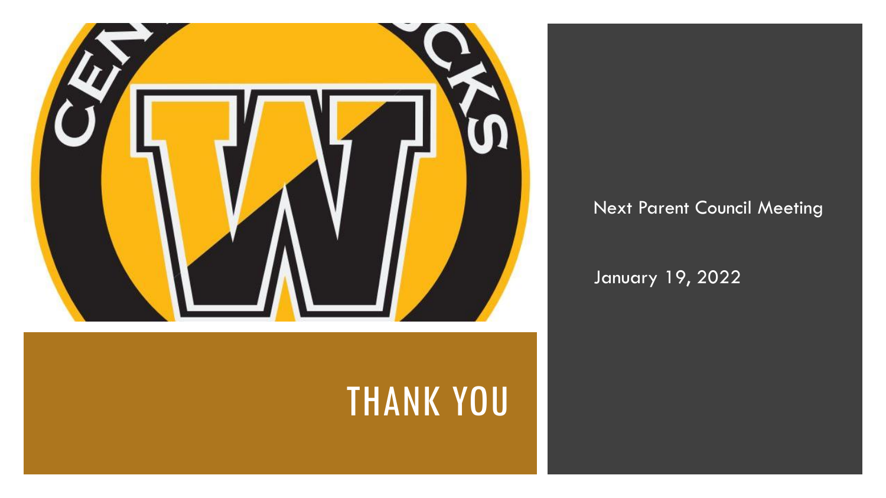# THANK YOU

Next Parent Council Meeting

January 19, 2022